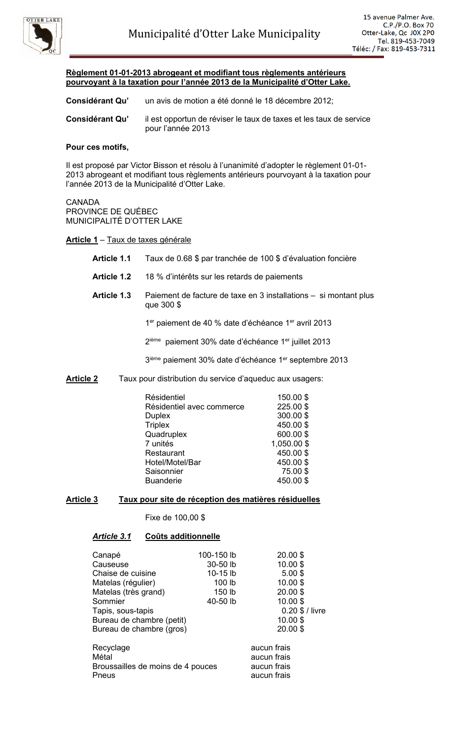# Municipalité d'Otter Lake Municipality

15 avenue Palmer Ave.
C.P./P.O. Box 70
Otter-Lake, Qc J0X 2P0
Tel. 819-453-7049
Téléc: / Fax: 819-453-7311

**Règlement 01-01-2013 abrogeant et modifiant tous règlements antérieurs pourvoyant à la taxation pour l'année 2013 de la Municipalité d'Otter Lake.**

**Considérant Qu'** un avis de motion a été donné le 18 décembre 2012;

**Considérant Qu'** il est opportun de réviser le taux de taxes et les taux de service pour l'année 2013

**Pour ces motifs,**

Il est proposé par Victor Bisson et résolu à l'unanimité d'adopter le règlement 01-01-2013 abrogeant et modifiant tous règlements antérieurs pourvoyant à la taxation pour l'année 2013 de la Municipalité d'Otter Lake.

CANADA
PROVINCE DE QUÉBEC
MUNICIPALITÉ D'OTTER LAKE

**Article 1** – Taux de taxes générale

**Article 1.1** Taux de 0.68 $ par tranchée de 100 $ d'évaluation foncière

**Article 1.2** 18 % d'intérêts sur les retards de paiements

**Article 1.3** Paiement de facture de taxe en 3 installations – si montant plus que 300 $

1er paiement de 40 % date d'échéance 1er avril 2013

2ième paiement 30% date d'échéance 1er juillet 2013

3ième paiement 30% date d'échéance 1er septembre 2013

**Article 2** Taux pour distribution du service d'aqueduc aux usagers:

| | |
|---|---|
| Résidentiel | 150.00 $ |
| Résidentiel avec commerce | 225.00 $ |
| Duplex | 300.00 $ |
| Triplex | 450.00 $ |
| Quadruplex | 600.00 $ |
| 7 unités | 1,050.00 $ |
| Restaurant | 450.00 $ |
| Hotel/Motel/Bar | 450.00 $ |
| Saisonnier | 75.00 $ |
| Buanderie | 450.00 $ |

**Article 3 Taux pour site de réception des matières résiduelles**

Fixe de 100,00 $

***Article 3.1* Coûts additionnelle**

| | | |
|---|---|---|
| Canapé | 100-150 lb | 20.00 $ |
| Causeuse | 30-50 lb | 10.00 $ |
| Chaise de cuisine | 10-15 lb | 5.00 $ |
| Matelas (régulier) | 100 lb | 10.00 $ |
| Matelas (très grand) | 150 lb | 20.00 $ |
| Sommier | 40-50 lb | 10.00 $ |
| Tapis, sous-tapis | | 0.20 $ / livre |
| Bureau de chambre (petit) | | 10.00 $ |
| Bureau de chambre (gros) | | 20.00 $ |

| | |
|---|---|
| Recyclage | aucun frais |
| Métal | aucun frais |
| Broussailles de moins de 4 pouces | aucun frais |
| Pneus | aucun frais |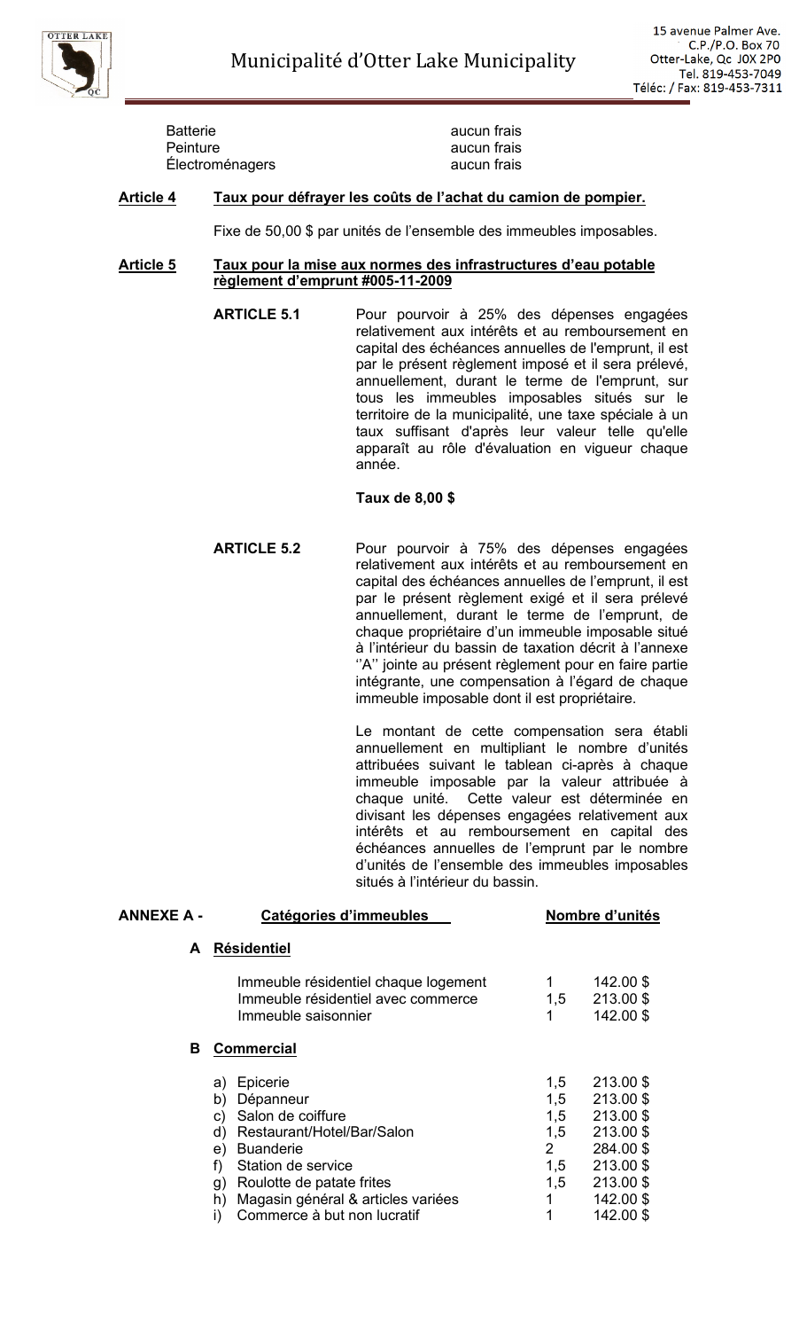| | |
|---|---|
| Batterie | aucun frais |
| Peinture | aucun frais |
| Électroménagers | aucun frais |

**Article 4** **<u>Taux pour défrayer les coûts de l'achat du camion de pompier.</u>**

Fixe de 50,00 $ par unités de l'ensemble des immeubles imposables.

**Article 5** **<u>Taux pour la mise aux normes des infrastructures d'eau potable règlement d'emprunt #005-11-2009</u>**

**ARTICLE 5.1** Pour pourvoir à 25% des dépenses engagées relativement aux intérêts et au remboursement en capital des échéances annuelles de l'emprunt, il est par le présent règlement imposé et il sera prélevé, annuellement, durant le terme de l'emprunt, sur tous les immeubles imposables situés sur le territoire de la municipalité, une taxe spéciale à un taux suffisant d'après leur valeur telle qu'elle apparaît au rôle d'évaluation en vigueur chaque année.

**Taux de 8,00 $**

**ARTICLE 5.2** Pour pourvoir à 75% des dépenses engagées relativement aux intérêts et au remboursement en capital des échéances annuelles de l'emprunt, il est par le présent règlement exigé et il sera prélevé annuellement, durant le terme de l'emprunt, de chaque propriétaire d'un immeuble imposable situé à l'intérieur du bassin de taxation décrit à l'annexe ''A'' jointe au présent règlement pour en faire partie intégrante, une compensation à l'égard de chaque immeuble imposable dont il est propriétaire.

Le montant de cette compensation sera établi annuellement en multipliant le nombre d'unités attribuées suivant le tableau ci-après à chaque immeuble imposable par la valeur attribuée à chaque unité. Cette valeur est déterminée en divisant les dépenses engagées relativement aux intérêts et au remboursement en capital des échéances annuelles de l'emprunt par le nombre d'unités de l'ensemble des immeubles imposables situés à l'intérieur du bassin.

| **ANNEXE A -** | **<u>Catégories d'immeubles</u>** | **<u>Nombre d'unités</u>** | |
|---|---|---|---|
| **A** | **<u>Résidentiel</u>** | | |
| | Immeuble résidentiel chaque logement | 1 | 142.00 $ |
| | Immeuble résidentiel avec commerce | 1,5 | 213.00 $ |
| | Immeuble saisonnier | 1 | 142.00 $ |
| **B** | **<u>Commercial</u>** | | |
| | a) Epicerie | 1,5 | 213.00 $ |
| | b) Dépanneur | 1,5 | 213.00 $ |
| | c) Salon de coiffure | 1,5 | 213.00 $ |
| | d) Restaurant/Hotel/Bar/Salon | 1,5 | 213.00 $ |
| | e) Buanderie | 2 | 284.00 $ |
| | f) Station de service | 1,5 | 213.00 $ |
| | g) Roulotte de patate frites | 1,5 | 213.00 $ |
| | h) Magasin général & articles variées | 1 | 142.00 $ |
| | i) Commerce à but non lucratif | 1 | 142.00 $ |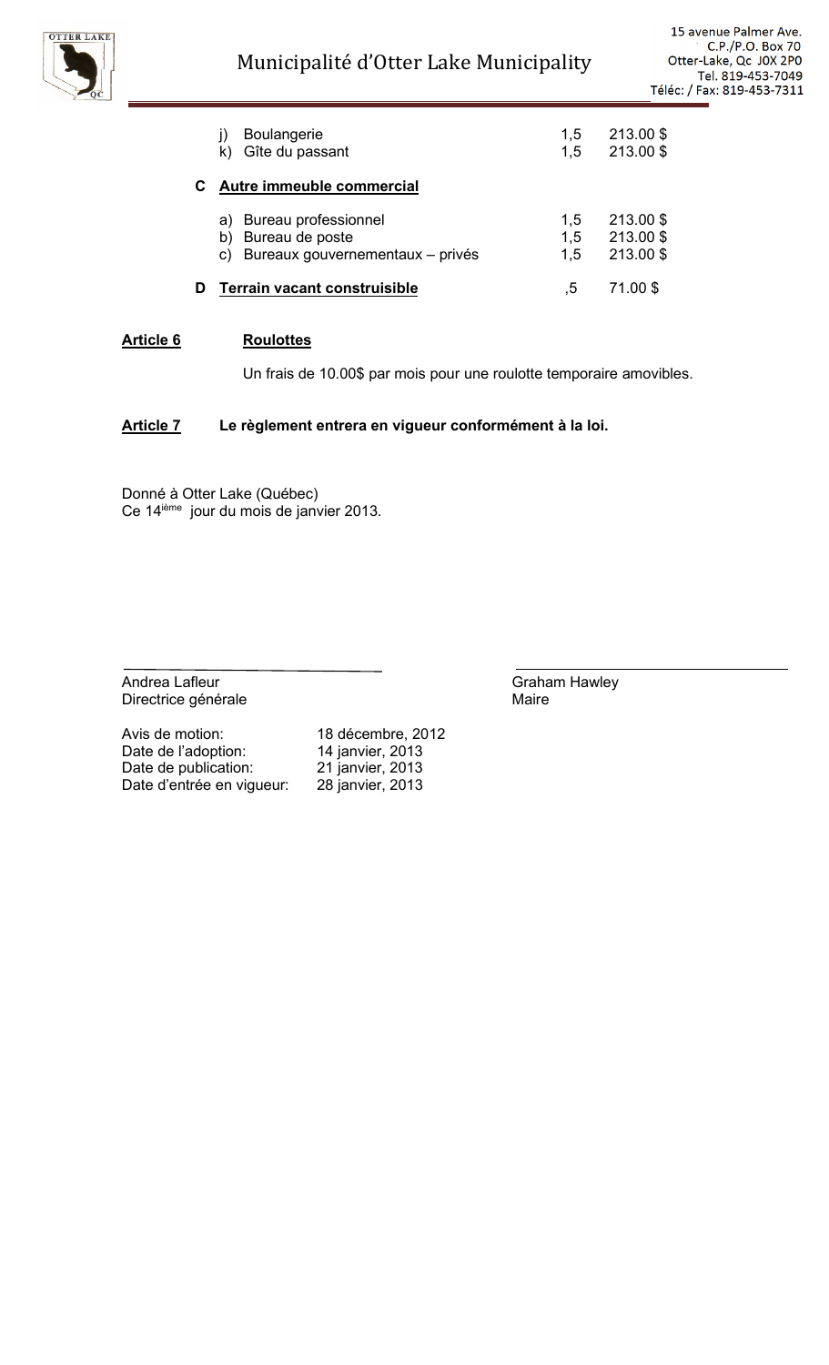| | | | |
|---|---|---|---|
| | j) Boulangerie | 1,5 | 213.00 $ |
| | k) Gîte du passant | 1,5 | 213.00 $ |
| **C** | **Autre immeuble commercial** | | |
| | a) Bureau professionnel | 1,5 | 213.00 $ |
| | b) Bureau de poste | 1,5 | 213.00 $ |
| | c) Bureaux gouvernementaux – privés | 1,5 | 213.00 $ |
| **D** | **Terrain vacant construisible** | ,5 | 71.00 $ |

**Article 6** **Roulottes**

Un frais de 10.00$ par mois pour une roulotte temporaire amovibles.

**Article 7** **Le règlement entrera en vigueur conformément à la loi.**

Donné à Otter Lake (Québec)
Ce 14[ième] jour du mois de janvier 2013.

Andrea Lafleur
Directrice générale

Graham Hawley
Maire

| | |
|---|---|
| Avis de motion: | 18 décembre, 2012 |
| Date de l'adoption: | 14 janvier, 2013 |
| Date de publication: | 21 janvier, 2013 |
| Date d'entrée en vigueur: | 28 janvier, 2013 |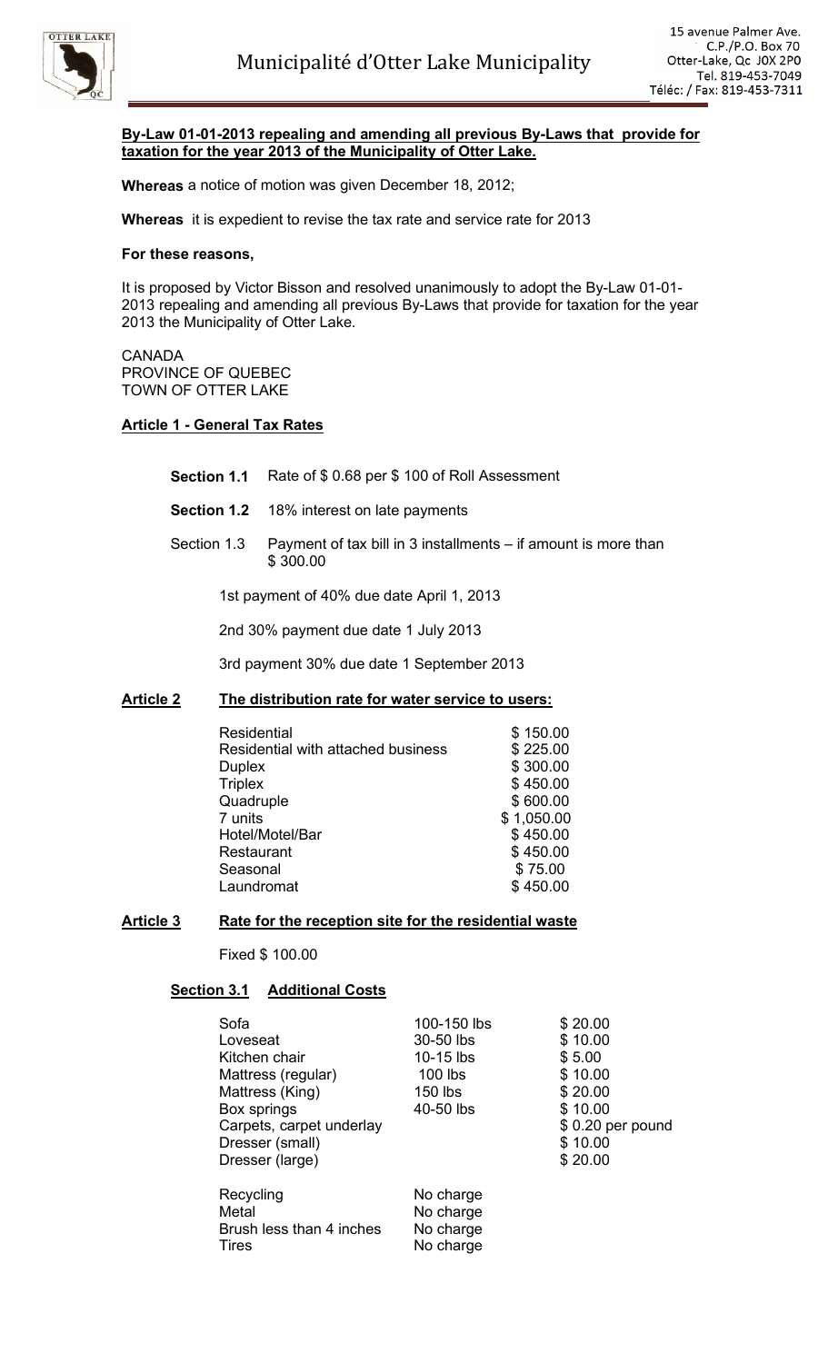**By-Law 01-01-2013 repealing and amending all previous By-Laws that provide for taxation for the year 2013 of the Municipality of Otter Lake.**

**Whereas** a notice of motion was given December 18, 2012;

**Whereas** it is expedient to revise the tax rate and service rate for 2013

**For these reasons,**

It is proposed by Victor Bisson and resolved unanimously to adopt the By-Law 01-01-2013 repealing and amending all previous By-Laws that provide for taxation for the year 2013 the Municipality of Otter Lake.

CANADA
PROVINCE OF QUEBEC
TOWN OF OTTER LAKE

## Article 1 - General Tax Rates

**Section 1.1** Rate of $ 0.68 per $ 100 of Roll Assessment

**Section 1.2** 18% interest on late payments

Section 1.3 Payment of tax bill in 3 installments – if amount is more than $ 300.00

1st payment of 40% due date April 1, 2013

2nd 30% payment due date 1 July 2013

3rd payment 30% due date 1 September 2013

## Article 2 The distribution rate for water service to users:

| | |
|---|---|
| Residential | $ 150.00 |
| Residential with attached business | $ 225.00 |
| Duplex | $ 300.00 |
| Triplex | $ 450.00 |
| Quadruple | $ 600.00 |
| 7 units | $ 1,050.00 |
| Hotel/Motel/Bar | $ 450.00 |
| Restaurant | $ 450.00 |
| Seasonal | $ 75.00 |
| Laundromat | $ 450.00 |

## Article 3 Rate for the reception site for the residential waste

Fixed $ 100.00

### Section 3.1 Additional Costs

| | | |
|---|---|---|
| Sofa | 100-150 lbs | $ 20.00 |
| Loveseat | 30-50 lbs | $ 10.00 |
| Kitchen chair | 10-15 lbs | $ 5.00 |
| Mattress (regular) | 100 lbs | $ 10.00 |
| Mattress (King) | 150 lbs | $ 20.00 |
| Box springs | 40-50 lbs | $ 10.00 |
| Carpets, carpet underlay | | $ 0.20 per pound |
| Dresser (small) | | $ 10.00 |
| Dresser (large) | | $ 20.00 |

| | |
|---|---|
| Recycling | No charge |
| Metal | No charge |
| Brush less than 4 inches | No charge |
| Tires | No charge |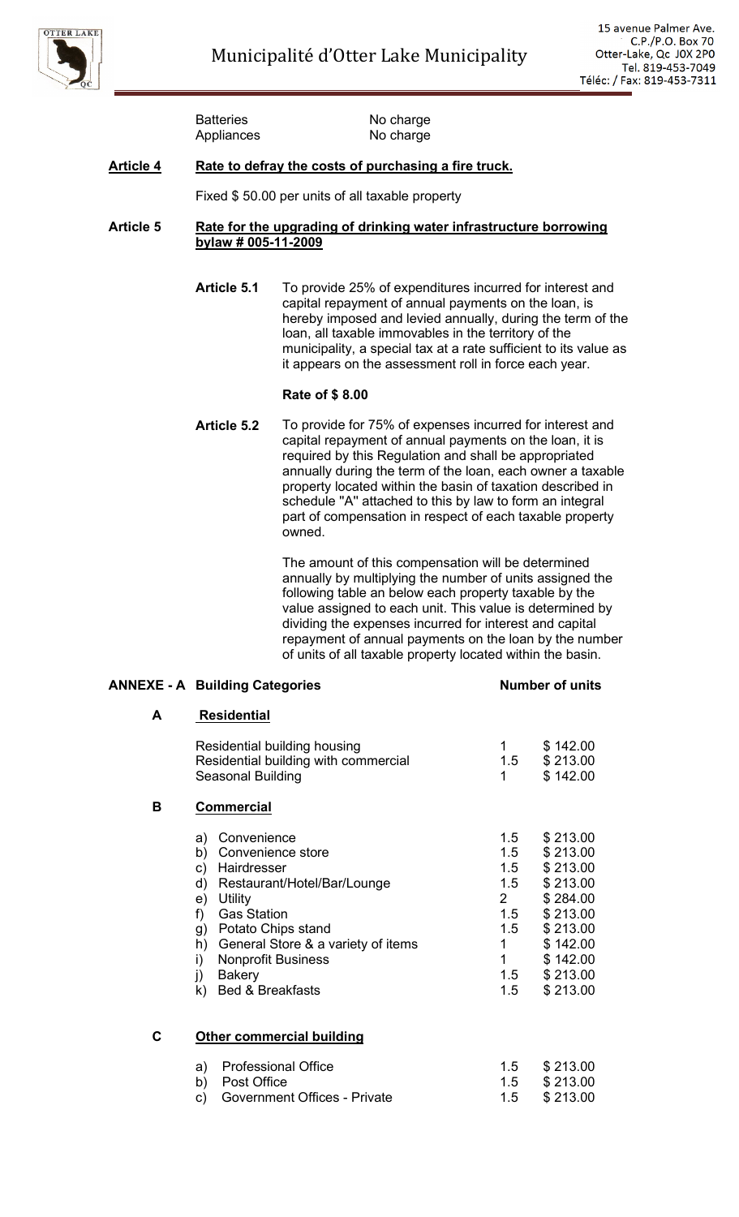| | |
|---|---|
| Batteries | No charge |
| Appliances | No charge |

**Article 4** **Rate to defray the costs of purchasing a fire truck.**

Fixed $ 50.00 per units of all taxable property

**Article 5** **Rate for the upgrading of drinking water infrastructure borrowing bylaw # 005-11-2009**

**Article 5.1** To provide 25% of expenditures incurred for interest and capital repayment of annual payments on the loan, is hereby imposed and levied annually, during the term of the loan, all taxable immovables in the territory of the municipality, a special tax at a rate sufficient to its value as it appears on the assessment roll in force each year.

**Rate of $ 8.00**

**Article 5.2** To provide for 75% of expenses incurred for interest and capital repayment of annual payments on the loan, it is required by this Regulation and shall be appropriated annually during the term of the loan, each owner a taxable property located within the basin of taxation described in schedule "A" attached to this by law to form an integral part of compensation in respect of each taxable property owned.

The amount of this compensation will be determined annually by multiplying the number of units assigned the following table an below each property taxable by the value assigned to each unit. This value is determined by dividing the expenses incurred for interest and capital repayment of annual payments on the loan by the number of units of all taxable property located within the basin.

**ANNEXE - A**

| | Building Categories | Number of units | |
|---|---|---|---|
| **A** | **Residential** | | |
| | Residential building housing | 1 | $ 142.00 |
| | Residential building with commercial | 1.5 | $ 213.00 |
| | Seasonal Building | 1 | $ 142.00 |
| **B** | **Commercial** | | |
| | a) Convenience | 1.5 | $ 213.00 |
| | b) Convenience store | 1.5 | $ 213.00 |
| | c) Hairdresser | 1.5 | $ 213.00 |
| | d) Restaurant/Hotel/Bar/Lounge | 1.5 | $ 213.00 |
| | e) Utility | 2 | $ 284.00 |
| | f) Gas Station | 1.5 | $ 213.00 |
| | g) Potato Chips stand | 1.5 | $ 213.00 |
| | h) General Store & a variety of items | 1 | $ 142.00 |
| | i) Nonprofit Business | 1 | $ 142.00 |
| | j) Bakery | 1.5 | $ 213.00 |
| | k) Bed & Breakfasts | 1.5 | $ 213.00 |
| **C** | **Other commercial building** | | |
| | a) Professional Office | 1.5 | $ 213.00 |
| | b) Post Office | 1.5 | $ 213.00 |
| | c) Government Offices - Private | 1.5 | $ 213.00 |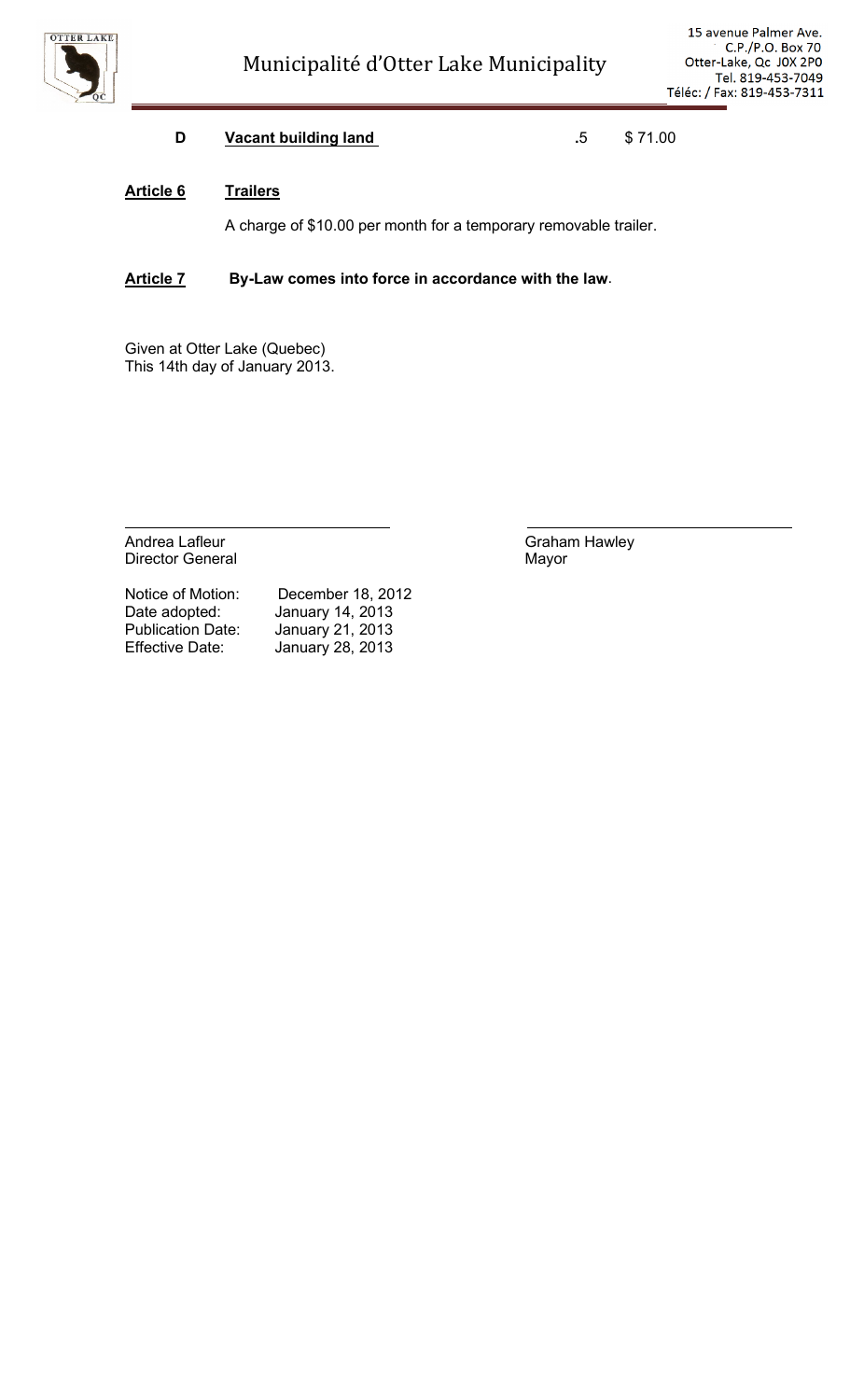| | | | |
|---|---|---|---|
| **D** | **Vacant building land** | .5 | $ 71.00 |

**Article 6** **Trailers**

A charge of $10.00 per month for a temporary removable trailer.

**Article 7** **By-Law comes into force in accordance with the law**.

Given at Otter Lake (Quebec)
This 14th day of January 2013.

Andrea Lafleur
Director General

Graham Hawley
Mayor

| | |
|---|---|
| Notice of Motion: | December 18, 2012 |
| Date adopted: | January 14, 2013 |
| Publication Date: | January 21, 2013 |
| Effective Date: | January 28, 2013 |